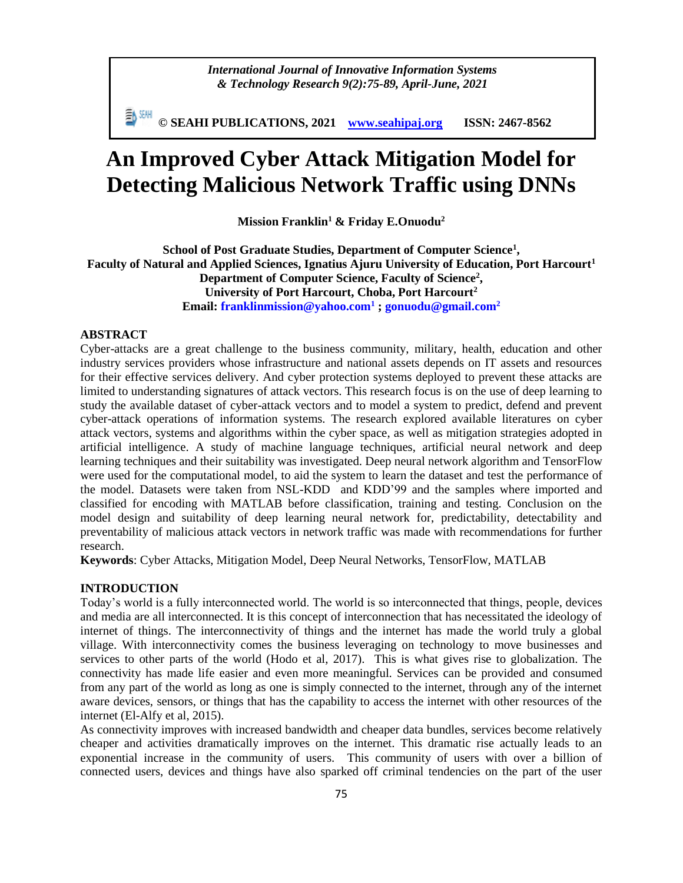*International Journal of Innovative Information Systems & Technology Research 9(2):75-89, April-June, 2021*

**© SEAHI PUBLICATIONS, 2021 [www.seahipaj.org](http://www.seahipaj.org) ISSN: 2467-8562**

# An Improved Cyber Attack Mitigation Model for Detecting Malicious Network Traffic using DNNs

**Mission Franklin[1] & Friday E.Onuodu[2]**

**School of Post Graduate Studies, Department of Computer Science[1],**
**Faculty of Natural and Applied Sciences, Ignatius Ajuru University of Education, Port Harcourt[1]**
**Department of Computer Science, Faculty of Science[2],**
**University of Port Harcourt, Choba, Port Harcourt[2]**
**Email: franklinmission@yahoo.com[1] ; gonuodu@gmail.com[2]**

## ABSTRACT

Cyber-attacks are a great challenge to the business community, military, health, education and other industry services providers whose infrastructure and national assets depends on IT assets and resources for their effective services delivery. And cyber protection systems deployed to prevent these attacks are limited to understanding signatures of attack vectors. This research focus is on the use of deep learning to study the available dataset of cyber-attack vectors and to model a system to predict, defend and prevent cyber-attack operations of information systems. The research explored available literatures on cyber attack vectors, systems and algorithms within the cyber space, as well as mitigation strategies adopted in artificial intelligence. A study of machine language techniques, artificial neural network and deep learning techniques and their suitability was investigated. Deep neural network algorithm and TensorFlow were used for the computational model, to aid the system to learn the dataset and test the performance of the model. Datasets were taken from NSL-KDD and KDD'99 and the samples where imported and classified for encoding with MATLAB before classification, training and testing. Conclusion on the model design and suitability of deep learning neural network for, predictability, detectability and preventability of malicious attack vectors in network traffic was made with recommendations for further research.

**Keywords**: Cyber Attacks, Mitigation Model, Deep Neural Networks, TensorFlow, MATLAB

## INTRODUCTION

Today's world is a fully interconnected world. The world is so interconnected that things, people, devices and media are all interconnected. It is this concept of interconnection that has necessitated the ideology of internet of things. The interconnectivity of things and the internet has made the world truly a global village. With interconnectivity comes the business leveraging on technology to move businesses and services to other parts of the world (Hodo et al, 2017). This is what gives rise to globalization. The connectivity has made life easier and even more meaningful. Services can be provided and consumed from any part of the world as long as one is simply connected to the internet, through any of the internet aware devices, sensors, or things that has the capability to access the internet with other resources of the internet (El-Alfy et al, 2015).

As connectivity improves with increased bandwidth and cheaper data bundles, services become relatively cheaper and activities dramatically improves on the internet. This dramatic rise actually leads to an exponential increase in the community of users. This community of users with over a billion of connected users, devices and things have also sparked off criminal tendencies on the part of the user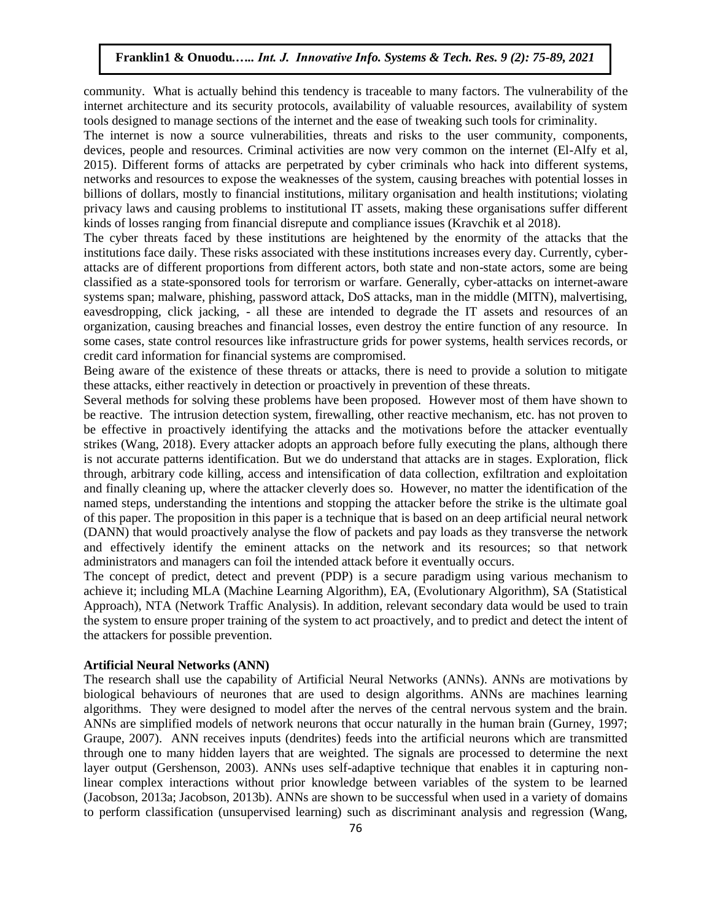community. What is actually behind this tendency is traceable to many factors. The vulnerability of the internet architecture and its security protocols, availability of valuable resources, availability of system tools designed to manage sections of the internet and the ease of tweaking such tools for criminality.

The internet is now a source vulnerabilities, threats and risks to the user community, components, devices, people and resources. Criminal activities are now very common on the internet (El-Alfy et al, 2015). Different forms of attacks are perpetrated by cyber criminals who hack into different systems, networks and resources to expose the weaknesses of the system, causing breaches with potential losses in billions of dollars, mostly to financial institutions, military organisation and health institutions; violating privacy laws and causing problems to institutional IT assets, making these organisations suffer different kinds of losses ranging from financial disrepute and compliance issues (Kravchik et al 2018).

The cyber threats faced by these institutions are heightened by the enormity of the attacks that the institutions face daily. These risks associated with these institutions increases every day. Currently, cyber-attacks are of different proportions from different actors, both state and non-state actors, some are being classified as a state-sponsored tools for terrorism or warfare. Generally, cyber-attacks on internet-aware systems span; malware, phishing, password attack, DoS attacks, man in the middle (MITN), malvertising, eavesdropping, click jacking, - all these are intended to degrade the IT assets and resources of an organization, causing breaches and financial losses, even destroy the entire function of any resource. In some cases, state control resources like infrastructure grids for power systems, health services records, or credit card information for financial systems are compromised.

Being aware of the existence of these threats or attacks, there is need to provide a solution to mitigate these attacks, either reactively in detection or proactively in prevention of these threats.

Several methods for solving these problems have been proposed. However most of them have shown to be reactive. The intrusion detection system, firewalling, other reactive mechanism, etc. has not proven to be effective in proactively identifying the attacks and the motivations before the attacker eventually strikes (Wang, 2018). Every attacker adopts an approach before fully executing the plans, although there is not accurate patterns identification. But we do understand that attacks are in stages. Exploration, flick through, arbitrary code killing, access and intensification of data collection, exfiltration and exploitation and finally cleaning up, where the attacker cleverly does so. However, no matter the identification of the named steps, understanding the intentions and stopping the attacker before the strike is the ultimate goal of this paper. The proposition in this paper is a technique that is based on an deep artificial neural network (DANN) that would proactively analyse the flow of packets and pay loads as they transverse the network and effectively identify the eminent attacks on the network and its resources; so that network administrators and managers can foil the intended attack before it eventually occurs.

The concept of predict, detect and prevent (PDP) is a secure paradigm using various mechanism to achieve it; including MLA (Machine Learning Algorithm), EA, (Evolutionary Algorithm), SA (Statistical Approach), NTA (Network Traffic Analysis). In addition, relevant secondary data would be used to train the system to ensure proper training of the system to act proactively, and to predict and detect the intent of the attackers for possible prevention.

**Artificial Neural Networks (ANN)**

The research shall use the capability of Artificial Neural Networks (ANNs). ANNs are motivations by biological behaviours of neurones that are used to design algorithms. ANNs are machines learning algorithms. They were designed to model after the nerves of the central nervous system and the brain. ANNs are simplified models of network neurons that occur naturally in the human brain (Gurney, 1997; Graupe, 2007). ANN receives inputs (dendrites) feeds into the artificial neurons which are transmitted through one to many hidden layers that are weighted. The signals are processed to determine the next layer output (Gershenson, 2003). ANNs uses self-adaptive technique that enables it in capturing non-linear complex interactions without prior knowledge between variables of the system to be learned (Jacobson, 2013a; Jacobson, 2013b). ANNs are shown to be successful when used in a variety of domains to perform classification (unsupervised learning) such as discriminant analysis and regression (Wang,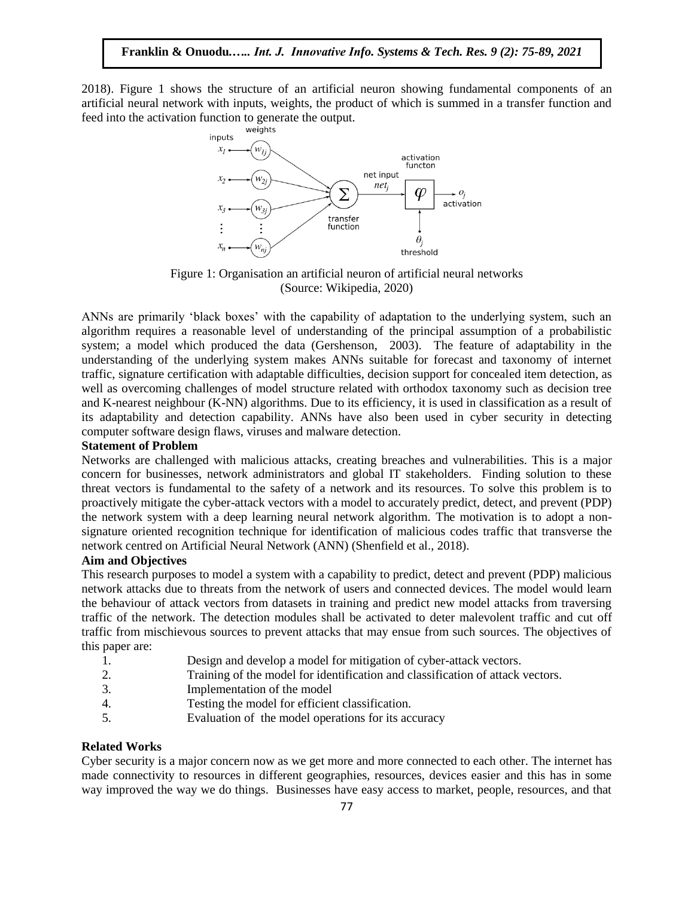2018). Figure 1 shows the structure of an artificial neuron showing fundamental components of an artificial neural network with inputs, weights, the product of which is summed in a transfer function and feed into the activation function to generate the output.

Figure 1: Organisation an artificial neuron of artificial neural networks
(Source: Wikipedia, 2020)

ANNs are primarily 'black boxes' with the capability of adaptation to the underlying system, such an algorithm requires a reasonable level of understanding of the principal assumption of a probabilistic system; a model which produced the data (Gershenson, 2003). The feature of adaptability in the understanding of the underlying system makes ANNs suitable for forecast and taxonomy of internet traffic, signature certification with adaptable difficulties, decision support for concealed item detection, as well as overcoming challenges of model structure related with orthodox taxonomy such as decision tree and K-nearest neighbour (K-NN) algorithms. Due to its efficiency, it is used in classification as a result of its adaptability and detection capability. ANNs have also been used in cyber security in detecting computer software design flaws, viruses and malware detection.

**Statement of Problem**

Networks are challenged with malicious attacks, creating breaches and vulnerabilities. This is a major concern for businesses, network administrators and global IT stakeholders. Finding solution to these threat vectors is fundamental to the safety of a network and its resources. To solve this problem is to proactively mitigate the cyber-attack vectors with a model to accurately predict, detect, and prevent (PDP) the network system with a deep learning neural network algorithm. The motivation is to adopt a non-signature oriented recognition technique for identification of malicious codes traffic that transverse the network centred on Artificial Neural Network (ANN) (Shenfield et al., 2018).

**Aim and Objectives**

This research purposes to model a system with a capability to predict, detect and prevent (PDP) malicious network attacks due to threats from the network of users and connected devices. The model would learn the behaviour of attack vectors from datasets in training and predict new model attacks from traversing traffic of the network. The detection modules shall be activated to deter malevolent traffic and cut off traffic from mischievous sources to prevent attacks that may ensue from such sources. The objectives of this paper are:

1. Design and develop a model for mitigation of cyber-attack vectors.
2. Training of the model for identification and classification of attack vectors.
3. Implementation of the model
4. Testing the model for efficient classification.
5. Evaluation of the model operations for its accuracy

**Related Works**

Cyber security is a major concern now as we get more and more connected to each other. The internet has made connectivity to resources in different geographies, resources, devices easier and this has in some way improved the way we do things. Businesses have easy access to market, people, resources, and that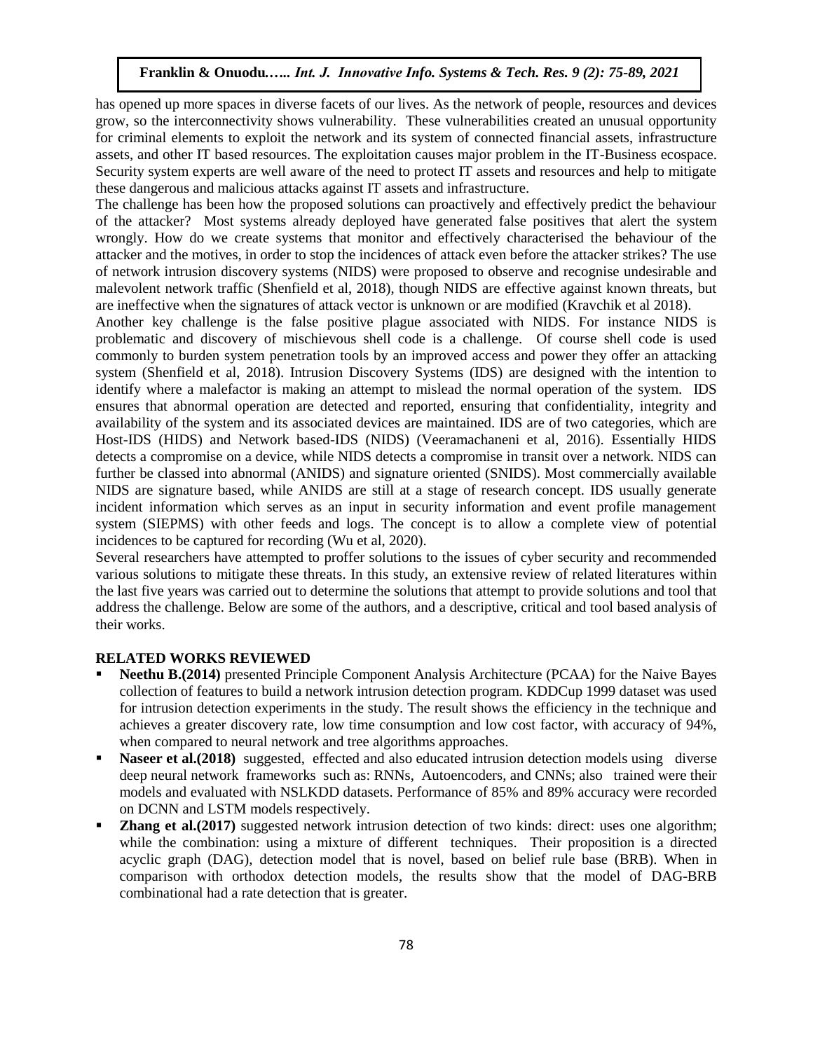has opened up more spaces in diverse facets of our lives. As the network of people, resources and devices grow, so the interconnectivity shows vulnerability. These vulnerabilities created an unusual opportunity for criminal elements to exploit the network and its system of connected financial assets, infrastructure assets, and other IT based resources. The exploitation causes major problem in the IT-Business ecospace. Security system experts are well aware of the need to protect IT assets and resources and help to mitigate these dangerous and malicious attacks against IT assets and infrastructure.

The challenge has been how the proposed solutions can proactively and effectively predict the behaviour of the attacker? Most systems already deployed have generated false positives that alert the system wrongly. How do we create systems that monitor and effectively characterised the behaviour of the attacker and the motives, in order to stop the incidences of attack even before the attacker strikes? The use of network intrusion discovery systems (NIDS) were proposed to observe and recognise undesirable and malevolent network traffic (Shenfield et al, 2018), though NIDS are effective against known threats, but are ineffective when the signatures of attack vector is unknown or are modified (Kravchik et al 2018).

Another key challenge is the false positive plague associated with NIDS. For instance NIDS is problematic and discovery of mischievous shell code is a challenge. Of course shell code is used commonly to burden system penetration tools by an improved access and power they offer an attacking system (Shenfield et al, 2018). Intrusion Discovery Systems (IDS) are designed with the intention to identify where a malefactor is making an attempt to mislead the normal operation of the system. IDS ensures that abnormal operation are detected and reported, ensuring that confidentiality, integrity and availability of the system and its associated devices are maintained. IDS are of two categories, which are Host-IDS (HIDS) and Network based-IDS (NIDS) (Veeramachaneni et al, 2016). Essentially HIDS detects a compromise on a device, while NIDS detects a compromise in transit over a network. NIDS can further be classed into abnormal (ANIDS) and signature oriented (SNIDS). Most commercially available NIDS are signature based, while ANIDS are still at a stage of research concept. IDS usually generate incident information which serves as an input in security information and event profile management system (SIEPMS) with other feeds and logs. The concept is to allow a complete view of potential incidences to be captured for recording (Wu et al, 2020).

Several researchers have attempted to proffer solutions to the issues of cyber security and recommended various solutions to mitigate these threats. In this study, an extensive review of related literatures within the last five years was carried out to determine the solutions that attempt to provide solutions and tool that address the challenge. Below are some of the authors, and a descriptive, critical and tool based analysis of their works.

## RELATED WORKS REVIEWED

- **Neethu B.(2014)** presented Principle Component Analysis Architecture (PCAA) for the Naive Bayes collection of features to build a network intrusion detection program. KDDCup 1999 dataset was used for intrusion detection experiments in the study. The result shows the efficiency in the technique and achieves a greater discovery rate, low time consumption and low cost factor, with accuracy of 94%, when compared to neural network and tree algorithms approaches.
- **Naseer et al.(2018)** suggested, effected and also educated intrusion detection models using diverse deep neural network frameworks such as: RNNs, Autoencoders, and CNNs; also trained were their models and evaluated with NSLKDD datasets. Performance of 85% and 89% accuracy were recorded on DCNN and LSTM models respectively.
- **Zhang et al.(2017)** suggested network intrusion detection of two kinds: direct: uses one algorithm; while the combination: using a mixture of different techniques. Their proposition is a directed acyclic graph (DAG), detection model that is novel, based on belief rule base (BRB). When in comparison with orthodox detection models, the results show that the model of DAG-BRB combinational had a rate detection that is greater.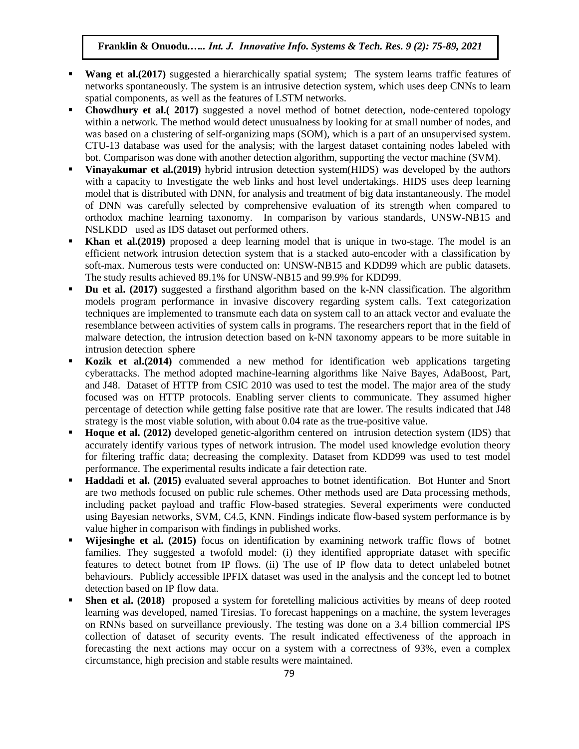- **Wang et al.(2017)** suggested a hierarchically spatial system; The system learns traffic features of networks spontaneously. The system is an intrusive detection system, which uses deep CNNs to learn spatial components, as well as the features of LSTM networks.
- **Chowdhury et al.( 2017)** suggested a novel method of botnet detection, node-centered topology within a network. The method would detect unusualness by looking for at small number of nodes, and was based on a clustering of self-organizing maps (SOM), which is a part of an unsupervised system. CTU-13 database was used for the analysis; with the largest dataset containing nodes labeled with bot. Comparison was done with another detection algorithm, supporting the vector machine (SVM).
- **Vinayakumar et al.(2019)** hybrid intrusion detection system(HIDS) was developed by the authors with a capacity to Investigate the web links and host level undertakings. HIDS uses deep learning model that is distributed with DNN, for analysis and treatment of big data instantaneously. The model of DNN was carefully selected by comprehensive evaluation of its strength when compared to orthodox machine learning taxonomy. In comparison by various standards, UNSW-NB15 and NSLKDD used as IDS dataset out performed others.
- **Khan et al.(2019)** proposed a deep learning model that is unique in two-stage. The model is an efficient network intrusion detection system that is a stacked auto-encoder with a classification by soft-max. Numerous tests were conducted on: UNSW-NB15 and KDD99 which are public datasets. The study results achieved 89.1% for UNSW-NB15 and 99.9% for KDD99.
- **Du et al. (2017)** suggested a firsthand algorithm based on the k-NN classification. The algorithm models program performance in invasive discovery regarding system calls. Text categorization techniques are implemented to transmute each data on system call to an attack vector and evaluate the resemblance between activities of system calls in programs. The researchers report that in the field of malware detection, the intrusion detection based on k-NN taxonomy appears to be more suitable in intrusion detection sphere
- **Kozik et al.(2014)** commended a new method for identification web applications targeting cyberattacks. The method adopted machine-learning algorithms like Naive Bayes, AdaBoost, Part, and J48. Dataset of HTTP from CSIC 2010 was used to test the model. The major area of the study focused was on HTTP protocols. Enabling server clients to communicate. They assumed higher percentage of detection while getting false positive rate that are lower. The results indicated that J48 strategy is the most viable solution, with about 0.04 rate as the true-positive value.
- **Hoque et al. (2012)** developed genetic-algorithm centered on intrusion detection system (IDS) that accurately identify various types of network intrusion. The model used knowledge evolution theory for filtering traffic data; decreasing the complexity. Dataset from KDD99 was used to test model performance. The experimental results indicate a fair detection rate.
- **Haddadi et al. (2015)** evaluated several approaches to botnet identification. Bot Hunter and Snort are two methods focused on public rule schemes. Other methods used are Data processing methods, including packet payload and traffic Flow-based strategies. Several experiments were conducted using Bayesian networks, SVM, C4.5, KNN. Findings indicate flow-based system performance is by value higher in comparison with findings in published works.
- **Wijesinghe et al. (2015)** focus on identification by examining network traffic flows of botnet families. They suggested a twofold model: (i) they identified appropriate dataset with specific features to detect botnet from IP flows. (ii) The use of IP flow data to detect unlabeled botnet behaviours. Publicly accessible IPFIX dataset was used in the analysis and the concept led to botnet detection based on IP flow data.
- **Shen et al. (2018)** proposed a system for foretelling malicious activities by means of deep rooted learning was developed, named Tiresias. To forecast happenings on a machine, the system leverages on RNNs based on surveillance previously. The testing was done on a 3.4 billion commercial IPS collection of dataset of security events. The result indicated effectiveness of the approach in forecasting the next actions may occur on a system with a correctness of 93%, even a complex circumstance, high precision and stable results were maintained.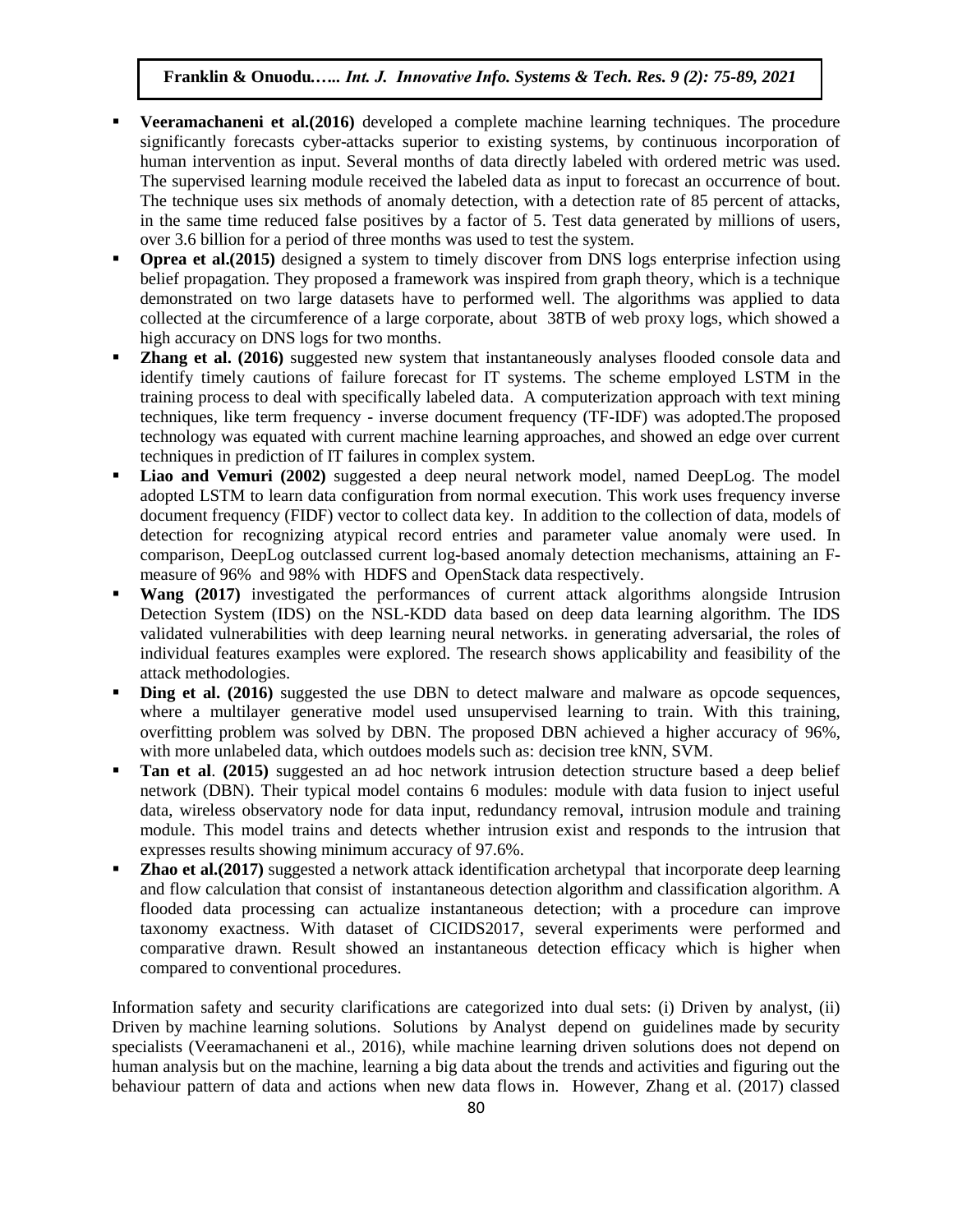- **Veeramachaneni et al.(2016)** developed a complete machine learning techniques. The procedure significantly forecasts cyber-attacks superior to existing systems, by continuous incorporation of human intervention as input. Several months of data directly labeled with ordered metric was used. The supervised learning module received the labeled data as input to forecast an occurrence of bout. The technique uses six methods of anomaly detection, with a detection rate of 85 percent of attacks, in the same time reduced false positives by a factor of 5. Test data generated by millions of users, over 3.6 billion for a period of three months was used to test the system.
- **Oprea et al.(2015)** designed a system to timely discover from DNS logs enterprise infection using belief propagation. They proposed a framework was inspired from graph theory, which is a technique demonstrated on two large datasets have to performed well. The algorithms was applied to data collected at the circumference of a large corporate, about 38TB of web proxy logs, which showed a high accuracy on DNS logs for two months.
- **Zhang et al. (2016)** suggested new system that instantaneously analyses flooded console data and identify timely cautions of failure forecast for IT systems. The scheme employed LSTM in the training process to deal with specifically labeled data. A computerization approach with text mining techniques, like term frequency - inverse document frequency (TF-IDF) was adopted.The proposed technology was equated with current machine learning approaches, and showed an edge over current techniques in prediction of IT failures in complex system.
- **Liao and Vemuri (2002)** suggested a deep neural network model, named DeepLog. The model adopted LSTM to learn data configuration from normal execution. This work uses frequency inverse document frequency (FIDF) vector to collect data key. In addition to the collection of data, models of detection for recognizing atypical record entries and parameter value anomaly were used. In comparison, DeepLog outclassed current log-based anomaly detection mechanisms, attaining an F-measure of 96% and 98% with HDFS and OpenStack data respectively.
- **Wang (2017)** investigated the performances of current attack algorithms alongside Intrusion Detection System (IDS) on the NSL-KDD data based on deep data learning algorithm. The IDS validated vulnerabilities with deep learning neural networks. in generating adversarial, the roles of individual features examples were explored. The research shows applicability and feasibility of the attack methodologies.
- **Ding et al. (2016)** suggested the use DBN to detect malware and malware as opcode sequences, where a multilayer generative model used unsupervised learning to train. With this training, overfitting problem was solved by DBN. The proposed DBN achieved a higher accuracy of 96%, with more unlabeled data, which outdoes models such as: decision tree kNN, SVM.
- **Tan et al**. **(2015)** suggested an ad hoc network intrusion detection structure based a deep belief network (DBN). Their typical model contains 6 modules: module with data fusion to inject useful data, wireless observatory node for data input, redundancy removal, intrusion module and training module. This model trains and detects whether intrusion exist and responds to the intrusion that expresses results showing minimum accuracy of 97.6%.
- **Zhao et al.(2017)** suggested a network attack identification archetypal that incorporate deep learning and flow calculation that consist of instantaneous detection algorithm and classification algorithm. A flooded data processing can actualize instantaneous detection; with a procedure can improve taxonomy exactness. With dataset of CICIDS2017, several experiments were performed and comparative drawn. Result showed an instantaneous detection efficacy which is higher when compared to conventional procedures.

Information safety and security clarifications are categorized into dual sets: (i) Driven by analyst, (ii) Driven by machine learning solutions. Solutions by Analyst depend on guidelines made by security specialists (Veeramachaneni et al., 2016), while machine learning driven solutions does not depend on human analysis but on the machine, learning a big data about the trends and activities and figuring out the behaviour pattern of data and actions when new data flows in. However, Zhang et al. (2017) classed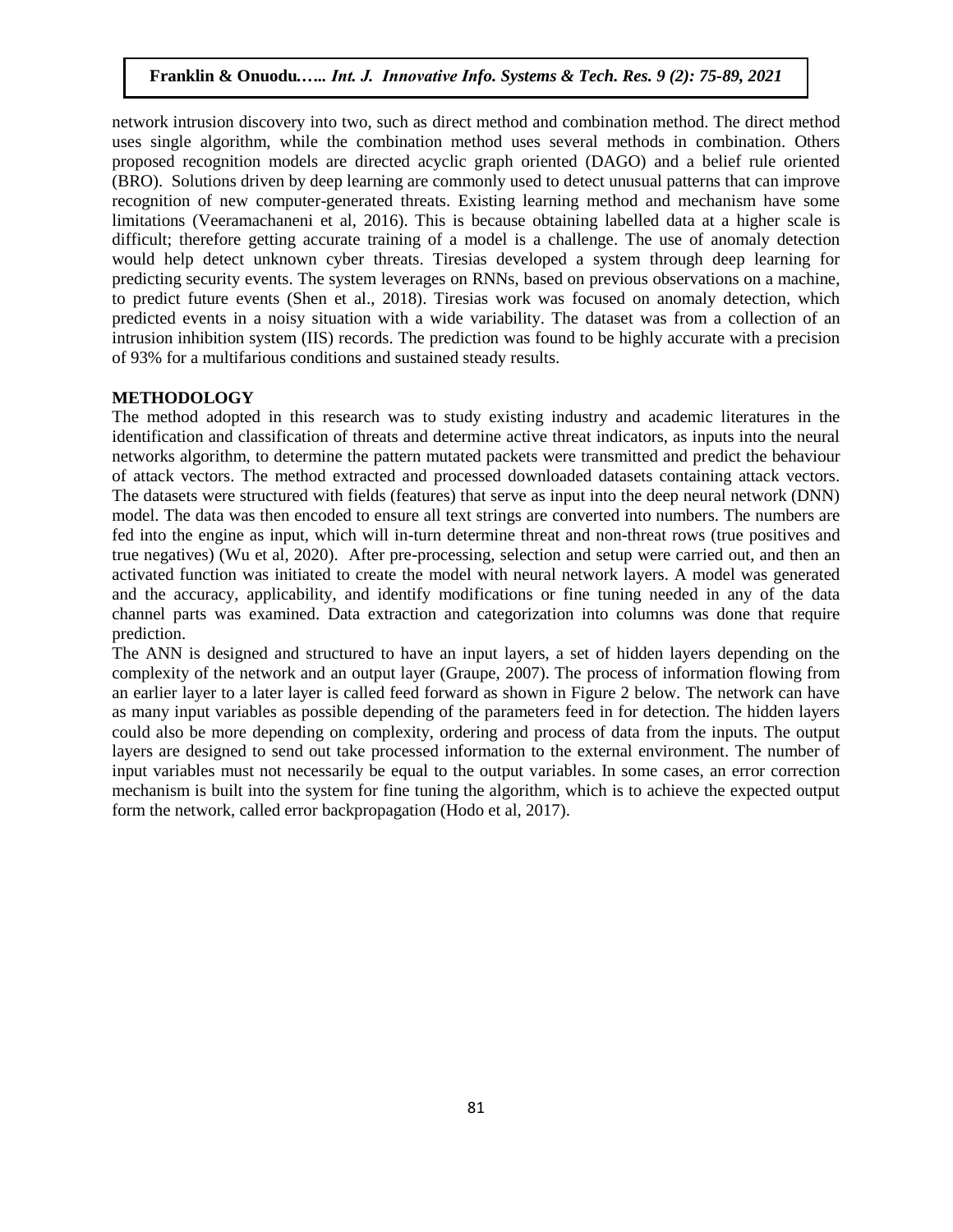network intrusion discovery into two, such as direct method and combination method. The direct method uses single algorithm, while the combination method uses several methods in combination. Others proposed recognition models are directed acyclic graph oriented (DAGO) and a belief rule oriented (BRO). Solutions driven by deep learning are commonly used to detect unusual patterns that can improve recognition of new computer-generated threats. Existing learning method and mechanism have some limitations (Veeramachaneni et al, 2016). This is because obtaining labelled data at a higher scale is difficult; therefore getting accurate training of a model is a challenge. The use of anomaly detection would help detect unknown cyber threats. Tiresias developed a system through deep learning for predicting security events. The system leverages on RNNs, based on previous observations on a machine, to predict future events (Shen et al., 2018). Tiresias work was focused on anomaly detection, which predicted events in a noisy situation with a wide variability. The dataset was from a collection of an intrusion inhibition system (IIS) records. The prediction was found to be highly accurate with a precision of 93% for a multifarious conditions and sustained steady results.

## METHODOLOGY

The method adopted in this research was to study existing industry and academic literatures in the identification and classification of threats and determine active threat indicators, as inputs into the neural networks algorithm, to determine the pattern mutated packets were transmitted and predict the behaviour of attack vectors. The method extracted and processed downloaded datasets containing attack vectors. The datasets were structured with fields (features) that serve as input into the deep neural network (DNN) model. The data was then encoded to ensure all text strings are converted into numbers. The numbers are fed into the engine as input, which will in-turn determine threat and non-threat rows (true positives and true negatives) (Wu et al, 2020). After pre-processing, selection and setup were carried out, and then an activated function was initiated to create the model with neural network layers. A model was generated and the accuracy, applicability, and identify modifications or fine tuning needed in any of the data channel parts was examined. Data extraction and categorization into columns was done that require prediction.

The ANN is designed and structured to have an input layers, a set of hidden layers depending on the complexity of the network and an output layer (Graupe, 2007). The process of information flowing from an earlier layer to a later layer is called feed forward as shown in Figure 2 below. The network can have as many input variables as possible depending of the parameters feed in for detection. The hidden layers could also be more depending on complexity, ordering and process of data from the inputs. The output layers are designed to send out take processed information to the external environment. The number of input variables must not necessarily be equal to the output variables. In some cases, an error correction mechanism is built into the system for fine tuning the algorithm, which is to achieve the expected output form the network, called error backpropagation (Hodo et al, 2017).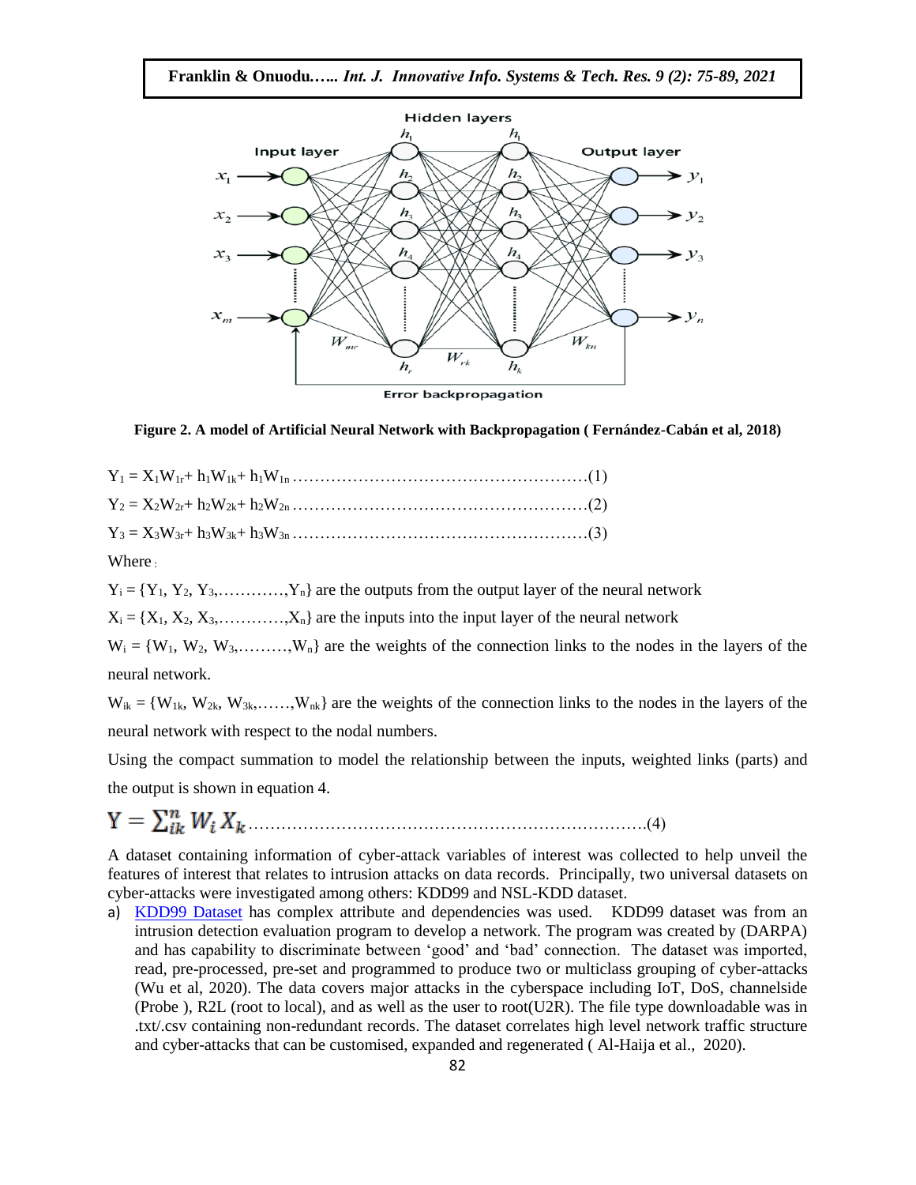**Figure 2. A model of Artificial Neural Network with Backpropagation ( Fernández-Cabán et al, 2018)**

$Y_1 = X_1W_{1r} + h_1W_{1k} + h_1W_{1n}$ ……………………………………………….(1)

$Y_2 = X_2W_{2r} + h_2W_{2k} + h_2W_{2n}$ ……………………………………………….(2)

$Y_3 = X_3W_{3r} + h_3W_{3k} + h_3W_{3n}$ ……………………………………………….(3)

Where :

$Y_i = \{Y_1, Y_2, Y_3, \ldots\ldots\ldots\ldots, Y_n\}$ are the outputs from the output layer of the neural network

$X_i = \{X_1, X_2, X_3, \ldots\ldots\ldots\ldots, X_n\}$ are the inputs into the input layer of the neural network

$W_i = \{W_1, W_2, W_3, \ldots\ldots\ldots, W_n\}$ are the weights of the connection links to the nodes in the layers of the neural network.

$W_{ik} = \{W_{1k}, W_{2k}, W_{3k}, \ldots\ldots, W_{nk}\}$ are the weights of the connection links to the nodes in the layers of the neural network with respect to the nodal numbers.

Using the compact summation to model the relationship between the inputs, weighted links (parts) and the output is shown in equation 4.

$$Y = \sum_{ik}^{n} W_i X_k \quad \ldots\ldots(4)$$

A dataset containing information of cyber-attack variables of interest was collected to help unveil the features of interest that relates to intrusion attacks on data records. Principally, two universal datasets on cyber-attacks were investigated among others: KDD99 and NSL-KDD dataset.

a) KDD99 Dataset has complex attribute and dependencies was used. KDD99 dataset was from an intrusion detection evaluation program to develop a network. The program was created by (DARPA) and has capability to discriminate between 'good' and 'bad' connection. The dataset was imported, read, pre-processed, pre-set and programmed to produce two or multiclass grouping of cyber-attacks (Wu et al, 2020). The data covers major attacks in the cyberspace including IoT, DoS, channelside (Probe ), R2L (root to local), and as well as the user to root(U2R). The file type downloadable was in .txt/.csv containing non-redundant records. The dataset correlates high level network traffic structure and cyber-attacks that can be customised, expanded and regenerated ( Al-Haija et al., 2020).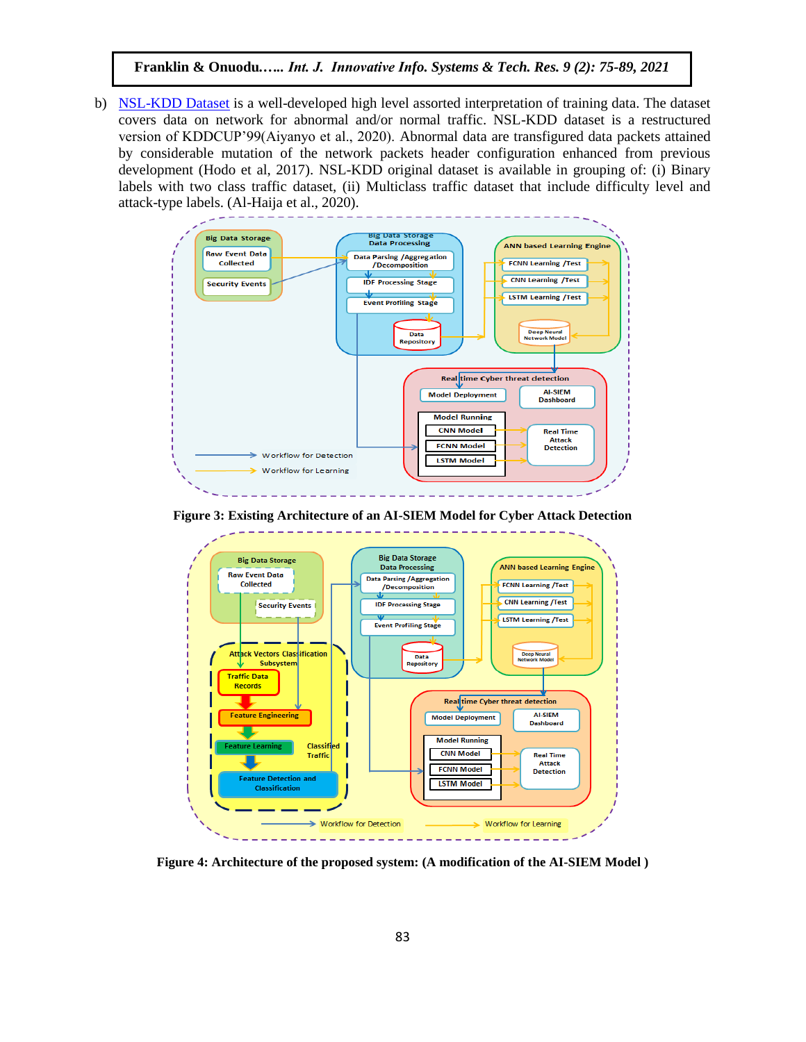b) NSL-KDD Dataset is a well-developed high level assorted interpretation of training data. The dataset covers data on network for abnormal and/or normal traffic. NSL-KDD dataset is a restructured version of KDDCUP'99(Aiyanyo et al., 2020). Abnormal data are transfigured data packets attained by considerable mutation of the network packets header configuration enhanced from previous development (Hodo et al, 2017). NSL-KDD original dataset is available in grouping of: (i) Binary labels with two class traffic dataset, (ii) Multiclass traffic dataset that include difficulty level and attack-type labels. (Al-Haija et al., 2020).

**Figure 3: Existing Architecture of an AI-SIEM Model for Cyber Attack Detection**

**Figure 4: Architecture of the proposed system: (A modification of the AI-SIEM Model )**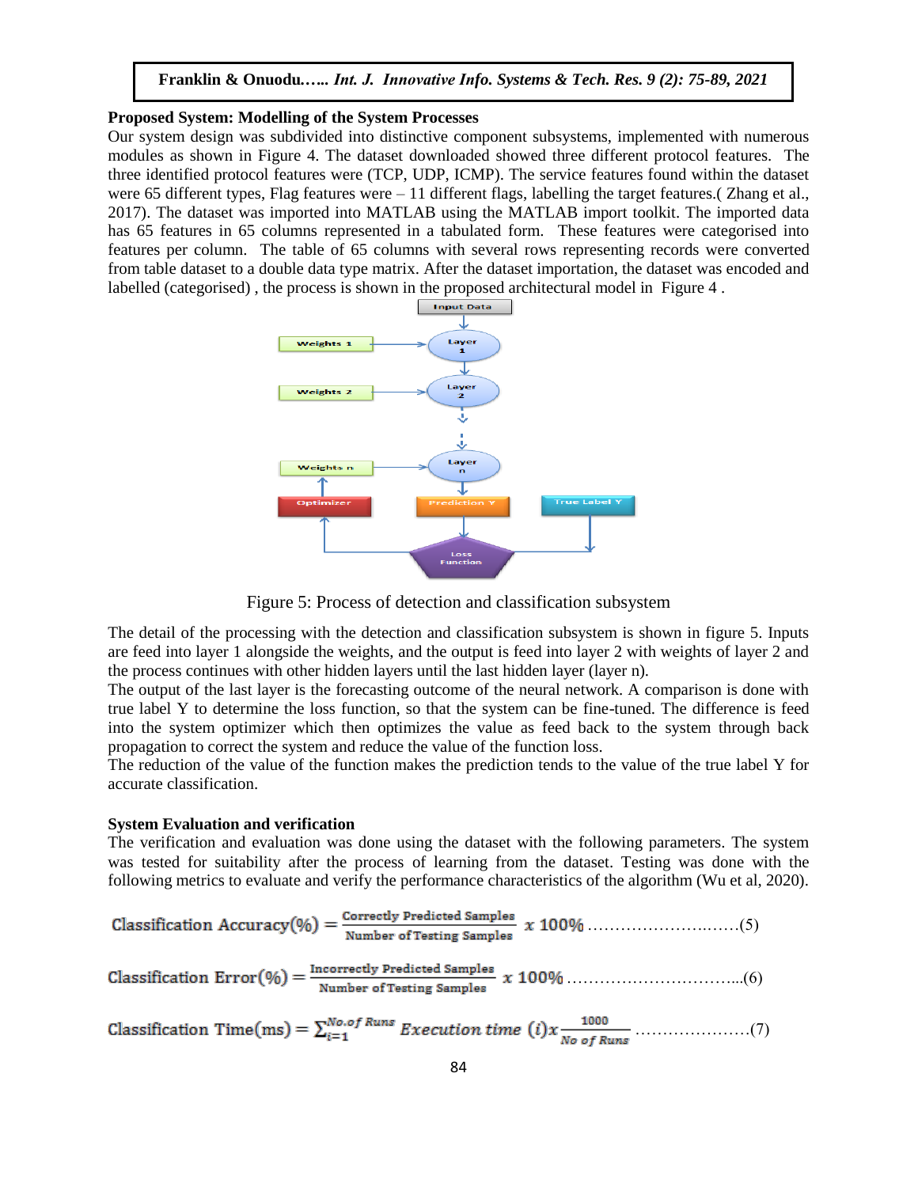### Proposed System: Modelling of the System Processes

Our system design was subdivided into distinctive component subsystems, implemented with numerous modules as shown in Figure 4. The dataset downloaded showed three different protocol features. The three identified protocol features were (TCP, UDP, ICMP). The service features found within the dataset were 65 different types, Flag features were – 11 different flags, labelling the target features.( Zhang et al., 2017). The dataset was imported into MATLAB using the MATLAB import toolkit. The imported data has 65 features in 65 columns represented in a tabulated form. These features were categorised into features per column. The table of 65 columns with several rows representing records were converted from table dataset to a double data type matrix. After the dataset importation, the dataset was encoded and labelled (categorised) , the process is shown in the proposed architectural model in Figure 4 .

Figure 5: Process of detection and classification subsystem

The detail of the processing with the detection and classification subsystem is shown in figure 5. Inputs are feed into layer 1 alongside the weights, and the output is feed into layer 2 with weights of layer 2 and the process continues with other hidden layers until the last hidden layer (layer n).

The output of the last layer is the forecasting outcome of the neural network. A comparison is done with true label Y to determine the loss function, so that the system can be fine-tuned. The difference is feed into the system optimizer which then optimizes the value as feed back to the system through back propagation to correct the system and reduce the value of the function loss.

The reduction of the value of the function makes the prediction tends to the value of the true label Y for accurate classification.

### System Evaluation and verification

The verification and evaluation was done using the dataset with the following parameters. The system was tested for suitability after the process of learning from the dataset. Testing was done with the following metrics to evaluate and verify the performance characteristics of the algorithm (Wu et al, 2020).

$$\text{Classification Accuracy}(\%) = \frac{\text{Correctly Predicted Samples}}{\text{Number of Testing Samples}} \; x \; 100\% \quad \text{.........................(5)}$$

$$\text{Classification Error}(\%) = \frac{\text{Incorrectly Predicted Samples}}{\text{Number of Testing Samples}} \; x \; 100\% \quad \text{...............................(6)}$$

$$\text{Classification Time(ms)} = \sum_{i=1}^{No.of\ Runs} Execution\ time\ (i) x \frac{1000}{No\ of\ Runs} \quad \text{.....................(7)}$$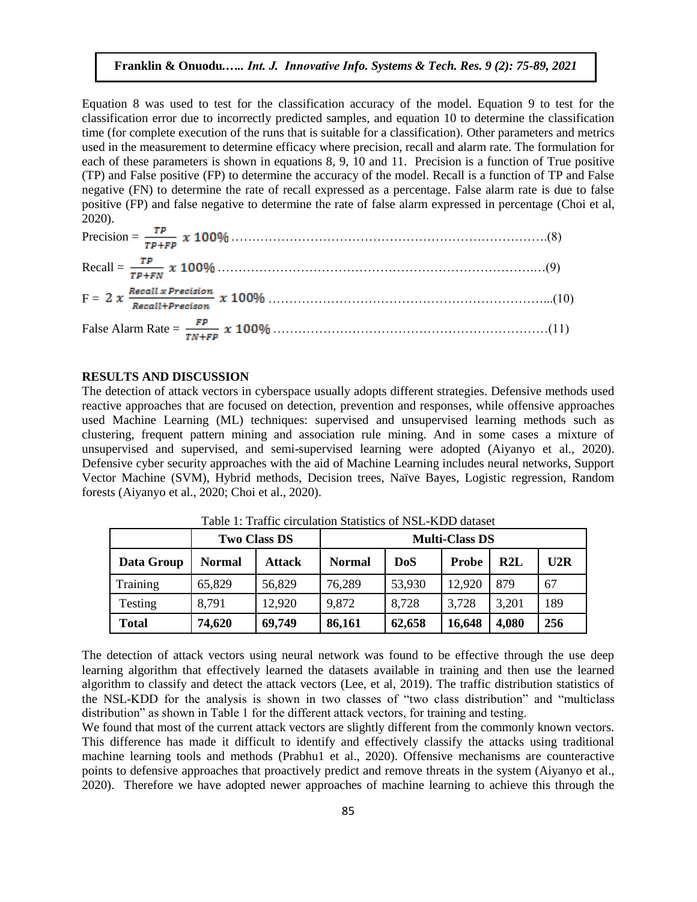Equation 8 was used to test for the classification accuracy of the model. Equation 9 to test for the classification error due to incorrectly predicted samples, and equation 10 to determine the classification time (for complete execution of the runs that is suitable for a classification). Other parameters and metrics used in the measurement to determine efficacy where precision, recall and alarm rate. The formulation for each of these parameters is shown in equations 8, 9, 10 and 11. Precision is a function of True positive (TP) and False positive (FP) to determine the accuracy of the model. Recall is a function of TP and False negative (FN) to determine the rate of recall expressed as a percentage. False alarm rate is due to false positive (FP) and false negative to determine the rate of false alarm expressed in percentage (Choi et al, 2020).

$$\text{Precision} = \frac{TP}{TP+FP} \; x \; 100\% \quad \ldots(8)$$

$$\text{Recall} = \frac{TP}{TP+FN} \; x \; 100\% \quad \ldots(9)$$

$$F = 2 \; x \; \frac{Recall \; x \; Precision}{Recall+Precison} \; x \; 100\% \quad \ldots(10)$$

$$\text{False Alarm Rate} = \frac{FP}{TN+FP} \; x \; 100\% \quad \ldots(11)$$

## RESULTS AND DISCUSSION

The detection of attack vectors in cyberspace usually adopts different strategies. Defensive methods used reactive approaches that are focused on detection, prevention and responses, while offensive approaches used Machine Learning (ML) techniques: supervised and unsupervised learning methods such as clustering, frequent pattern mining and association rule mining. And in some cases a mixture of unsupervised and supervised, and semi-supervised learning were adopted (Aiyanyo et al., 2020). Defensive cyber security approaches with the aid of Machine Learning includes neural networks, Support Vector Machine (SVM), Hybrid methods, Decision trees, Naïve Bayes, Logistic regression, Random forests (Aiyanyo et al., 2020; Choi et al., 2020).

Table 1: Traffic circulation Statistics of NSL-KDD dataset

| | **Two Class DS** | | **Multi-Class DS** | | | | |
|---|---|---|---|---|---|---|---|
| **Data Group** | **Normal** | **Attack** | **Normal** | **DoS** | **Probe** | **R2L** | **U2R** |
| Training | 65,829 | 56,829 | 76,289 | 53,930 | 12,920 | 879 | 67 |
| Testing | 8,791 | 12,920 | 9,872 | 8,728 | 3,728 | 3,201 | 189 |
| **Total** | **74,620** | **69,749** | **86,161** | **62,658** | **16,648** | **4,080** | **256** |

The detection of attack vectors using neural network was found to be effective through the use deep learning algorithm that effectively learned the datasets available in training and then use the learned algorithm to classify and detect the attack vectors (Lee, et al, 2019). The traffic distribution statistics of the NSL-KDD for the analysis is shown in two classes of "two class distribution" and "multiclass distribution" as shown in Table 1 for the different attack vectors, for training and testing.

We found that most of the current attack vectors are slightly different from the commonly known vectors. This difference has made it difficult to identify and effectively classify the attacks using traditional machine learning tools and methods (Prabhu1 et al., 2020). Offensive mechanisms are counteractive points to defensive approaches that proactively predict and remove threats in the system (Aiyanyo et al., 2020). Therefore we have adopted newer approaches of machine learning to achieve this through the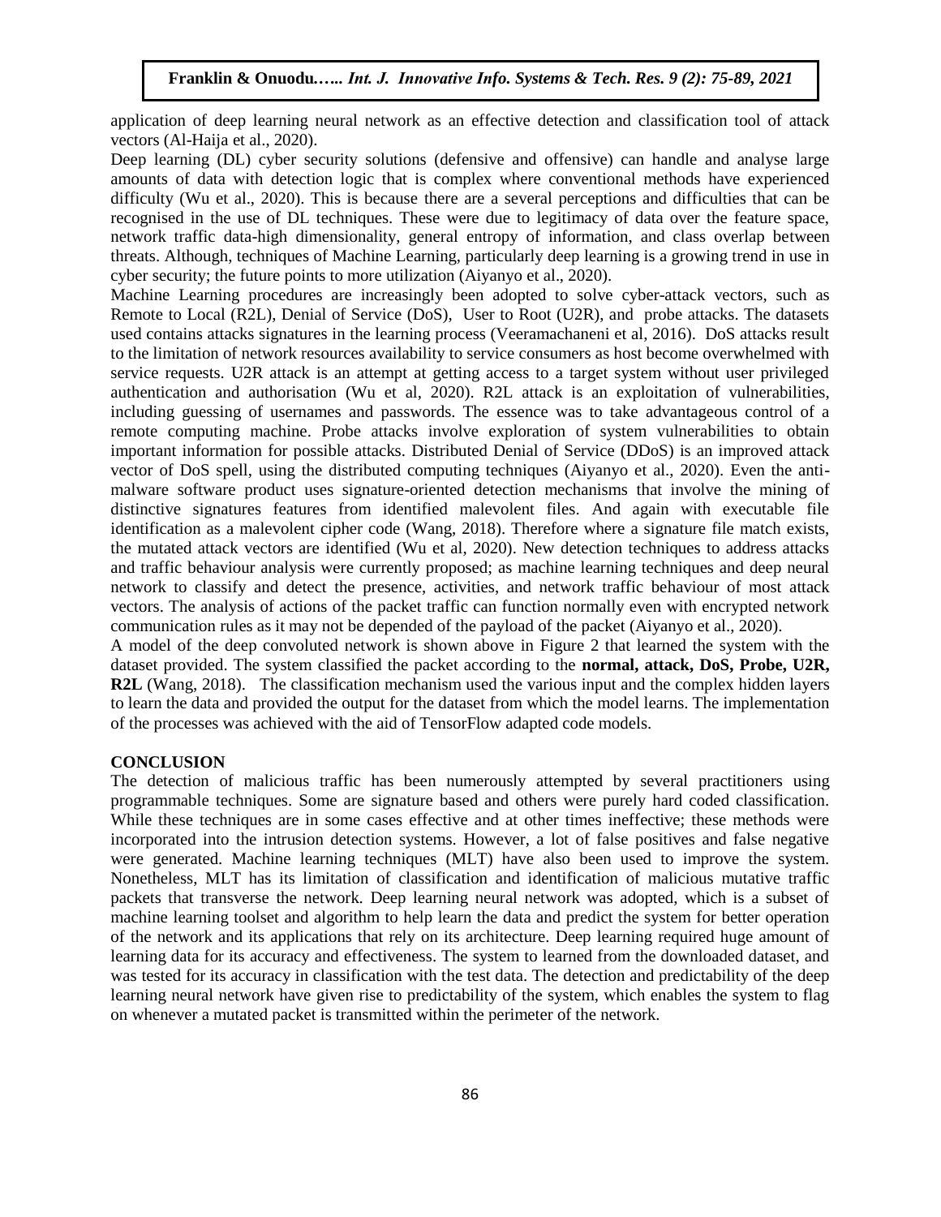application of deep learning neural network as an effective detection and classification tool of attack vectors (Al-Haija et al., 2020).

Deep learning (DL) cyber security solutions (defensive and offensive) can handle and analyse large amounts of data with detection logic that is complex where conventional methods have experienced difficulty (Wu et al., 2020). This is because there are a several perceptions and difficulties that can be recognised in the use of DL techniques. These were due to legitimacy of data over the feature space, network traffic data-high dimensionality, general entropy of information, and class overlap between threats. Although, techniques of Machine Learning, particularly deep learning is a growing trend in use in cyber security; the future points to more utilization (Aiyanyo et al., 2020).

Machine Learning procedures are increasingly been adopted to solve cyber-attack vectors, such as Remote to Local (R2L), Denial of Service (DoS), User to Root (U2R), and probe attacks. The datasets used contains attacks signatures in the learning process (Veeramachaneni et al, 2016). DoS attacks result to the limitation of network resources availability to service consumers as host become overwhelmed with service requests. U2R attack is an attempt at getting access to a target system without user privileged authentication and authorisation (Wu et al, 2020). R2L attack is an exploitation of vulnerabilities, including guessing of usernames and passwords. The essence was to take advantageous control of a remote computing machine. Probe attacks involve exploration of system vulnerabilities to obtain important information for possible attacks. Distributed Denial of Service (DDoS) is an improved attack vector of DoS spell, using the distributed computing techniques (Aiyanyo et al., 2020). Even the anti-malware software product uses signature-oriented detection mechanisms that involve the mining of distinctive signatures features from identified malevolent files. And again with executable file identification as a malevolent cipher code (Wang, 2018). Therefore where a signature file match exists, the mutated attack vectors are identified (Wu et al, 2020). New detection techniques to address attacks and traffic behaviour analysis were currently proposed; as machine learning techniques and deep neural network to classify and detect the presence, activities, and network traffic behaviour of most attack vectors. The analysis of actions of the packet traffic can function normally even with encrypted network communication rules as it may not be depended of the payload of the packet (Aiyanyo et al., 2020).

A model of the deep convoluted network is shown above in Figure 2 that learned the system with the dataset provided. The system classified the packet according to the **normal, attack, DoS, Probe, U2R, R2L** (Wang, 2018). The classification mechanism used the various input and the complex hidden layers to learn the data and provided the output for the dataset from which the model learns. The implementation of the processes was achieved with the aid of TensorFlow adapted code models.

## CONCLUSION

The detection of malicious traffic has been numerously attempted by several practitioners using programmable techniques. Some are signature based and others were purely hard coded classification. While these techniques are in some cases effective and at other times ineffective; these methods were incorporated into the intrusion detection systems. However, a lot of false positives and false negative were generated. Machine learning techniques (MLT) have also been used to improve the system. Nonetheless, MLT has its limitation of classification and identification of malicious mutative traffic packets that transverse the network. Deep learning neural network was adopted, which is a subset of machine learning toolset and algorithm to help learn the data and predict the system for better operation of the network and its applications that rely on its architecture. Deep learning required huge amount of learning data for its accuracy and effectiveness. The system to learned from the downloaded dataset, and was tested for its accuracy in classification with the test data. The detection and predictability of the deep learning neural network have given rise to predictability of the system, which enables the system to flag on whenever a mutated packet is transmitted within the perimeter of the network.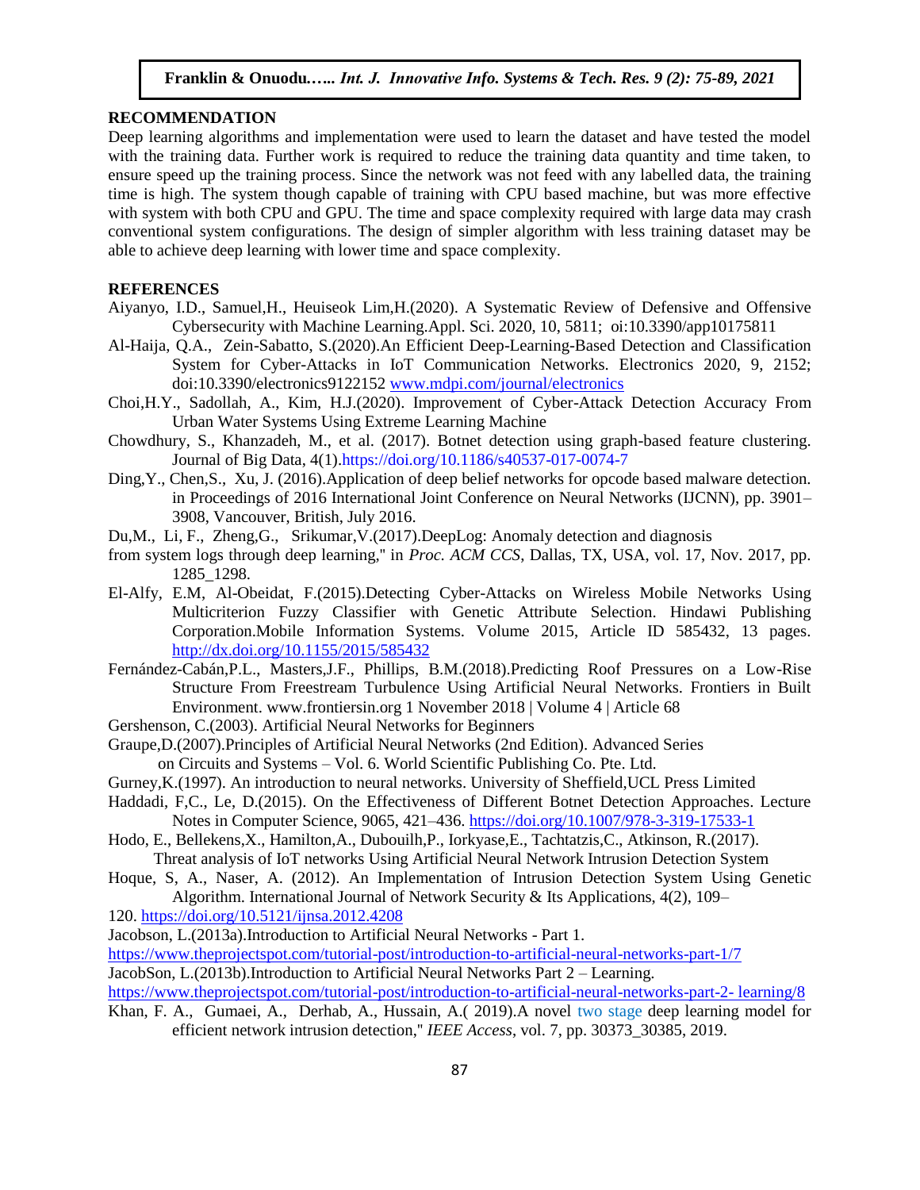## RECOMMENDATION

Deep learning algorithms and implementation were used to learn the dataset and have tested the model with the training data. Further work is required to reduce the training data quantity and time taken, to ensure speed up the training process. Since the network was not feed with any labelled data, the training time is high. The system though capable of training with CPU based machine, but was more effective with system with both CPU and GPU. The time and space complexity required with large data may crash conventional system configurations. The design of simpler algorithm with less training dataset may be able to achieve deep learning with lower time and space complexity.

## REFERENCES

Aiyanyo, I.D., Samuel,H., Heuiseok Lim,H.(2020). A Systematic Review of Defensive and Offensive Cybersecurity with Machine Learning.Appl. Sci. 2020, 10, 5811; oi:10.3390/app10175811

Al-Haija, Q.A., Zein-Sabatto, S.(2020).An Efficient Deep-Learning-Based Detection and Classification System for Cyber-Attacks in IoT Communication Networks. Electronics 2020, 9, 2152; doi:10.3390/electronics9122152 www.mdpi.com/journal/electronics

Choi,H.Y., Sadollah, A., Kim, H.J.(2020). Improvement of Cyber-Attack Detection Accuracy From Urban Water Systems Using Extreme Learning Machine

Chowdhury, S., Khanzadeh, M., et al. (2017). Botnet detection using graph-based feature clustering. Journal of Big Data, 4(1).https://doi.org/10.1186/s40537-017-0074-7

Ding,Y., Chen,S., Xu, J. (2016).Application of deep belief networks for opcode based malware detection. in Proceedings of 2016 International Joint Conference on Neural Networks (IJCNN), pp. 3901–3908, Vancouver, British, July 2016.

Du,M., Li, F., Zheng,G., Srikumar,V.(2017).DeepLog: Anomaly detection and diagnosis from system logs through deep learning," in *Proc. ACM CCS*, Dallas, TX, USA, vol. 17, Nov. 2017, pp. 1285_1298.

El-Alfy, E.M, Al-Obeidat, F.(2015).Detecting Cyber-Attacks on Wireless Mobile Networks Using Multicriterion Fuzzy Classifier with Genetic Attribute Selection. Hindawi Publishing Corporation.Mobile Information Systems. Volume 2015, Article ID 585432, 13 pages. http://dx.doi.org/10.1155/2015/585432

Fernández-Cabán,P.L., Masters,J.F., Phillips, B.M.(2018).Predicting Roof Pressures on a Low-Rise Structure From Freestream Turbulence Using Artificial Neural Networks. Frontiers in Built Environment. www.frontiersin.org 1 November 2018 | Volume 4 | Article 68

Gershenson, C.(2003). Artificial Neural Networks for Beginners

Graupe,D.(2007).Principles of Artificial Neural Networks (2nd Edition). Advanced Series on Circuits and Systems – Vol. 6. World Scientific Publishing Co. Pte. Ltd.

Gurney,K.(1997). An introduction to neural networks. University of Sheffield,UCL Press Limited

Haddadi, F,C., Le, D.(2015). On the Effectiveness of Different Botnet Detection Approaches. Lecture Notes in Computer Science, 9065, 421–436. https://doi.org/10.1007/978-3-319-17533-1

Hodo, E., Bellekens,X., Hamilton,A., Dubouilh,P., Iorkyase,E., Tachtatzis,C., Atkinson, R.(2017). Threat analysis of IoT networks Using Artificial Neural Network Intrusion Detection System

Hoque, S, A., Naser, A. (2012). An Implementation of Intrusion Detection System Using Genetic Algorithm. International Journal of Network Security & Its Applications, 4(2), 109–120. https://doi.org/10.5121/ijnsa.2012.4208

Jacobson, L.(2013a).Introduction to Artificial Neural Networks - Part 1. https://www.theprojectspot.com/tutorial-post/introduction-to-artificial-neural-networks-part-1/7

JacobSon, L.(2013b).Introduction to Artificial Neural Networks Part 2 – Learning. https://www.theprojectspot.com/tutorial-post/introduction-to-artificial-neural-networks-part-2- learning/8

Khan, F. A., Gumaei, A., Derhab, A., Hussain, A.( 2019).A novel two stage deep learning model for efficient network intrusion detection," *IEEE Access*, vol. 7, pp. 30373_30385, 2019.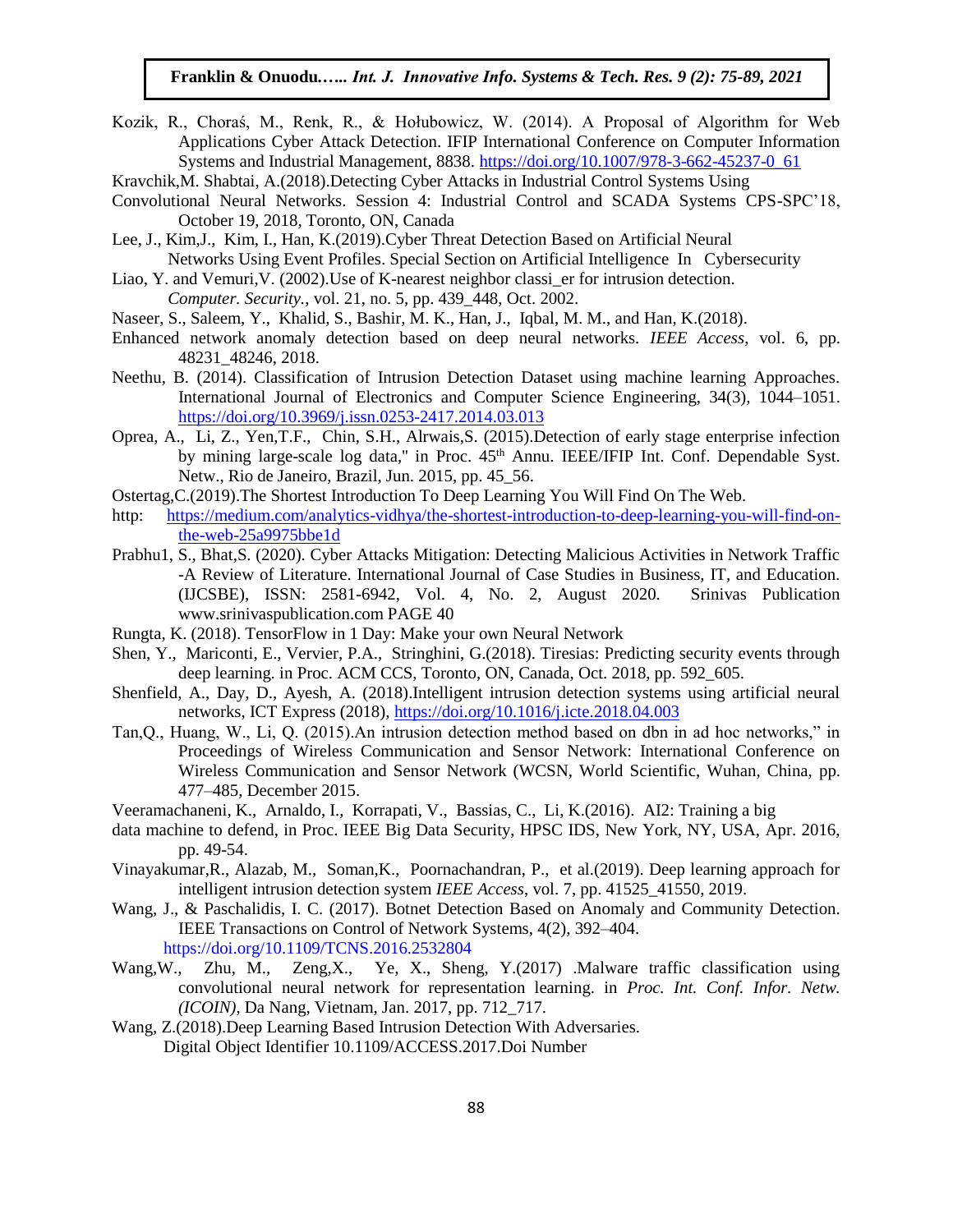Kozik, R., Choraś, M., Renk, R., & Hołubowicz, W. (2014). A Proposal of Algorithm for Web Applications Cyber Attack Detection. IFIP International Conference on Computer Information Systems and Industrial Management, 8838. https://doi.org/10.1007/978-3-662-45237-0_61

Kravchik,M. Shabtai, A.(2018).Detecting Cyber Attacks in Industrial Control Systems Using Convolutional Neural Networks. Session 4: Industrial Control and SCADA Systems CPS-SPC'18, October 19, 2018, Toronto, ON, Canada

Lee, J., Kim,J., Kim, I., Han, K.(2019).Cyber Threat Detection Based on Artificial Neural Networks Using Event Profiles. Special Section on Artificial Intelligence In Cybersecurity

Liao, Y. and Vemuri,V. (2002).Use of K-nearest neighbor classi_er for intrusion detection. *Computer. Security.*, vol. 21, no. 5, pp. 439_448, Oct. 2002.

Naseer, S., Saleem, Y., Khalid, S., Bashir, M. K., Han, J., Iqbal, M. M., and Han, K.(2018). Enhanced network anomaly detection based on deep neural networks. *IEEE Access*, vol. 6, pp. 48231_48246, 2018.

Neethu, B. (2014). Classification of Intrusion Detection Dataset using machine learning Approaches. International Journal of Electronics and Computer Science Engineering, 34(3), 1044–1051. https://doi.org/10.3969/j.issn.0253-2417.2014.03.013

Oprea, A., Li, Z., Yen,T.F., Chin, S.H., Alrwais,S. (2015).Detection of early stage enterprise infection by mining large-scale log data," in Proc. 45th Annu. IEEE/IFIP Int. Conf. Dependable Syst. Netw., Rio de Janeiro, Brazil, Jun. 2015, pp. 45_56.

Ostertag,C.(2019).The Shortest Introduction To Deep Learning You Will Find On The Web. http: https://medium.com/analytics-vidhya/the-shortest-introduction-to-deep-learning-you-will-find-on-the-web-25a9975bbe1d

Prabhu1, S., Bhat,S. (2020). Cyber Attacks Mitigation: Detecting Malicious Activities in Network Traffic -A Review of Literature. International Journal of Case Studies in Business, IT, and Education. (IJCSBE), ISSN: 2581-6942, Vol. 4, No. 2, August 2020. Srinivas Publication www.srinivaspublication.com PAGE 40

Rungta, K. (2018). TensorFlow in 1 Day: Make your own Neural Network

Shen, Y., Mariconti, E., Vervier, P.A., Stringhini, G.(2018). Tiresias: Predicting security events through deep learning. in Proc. ACM CCS, Toronto, ON, Canada, Oct. 2018, pp. 592_605.

Shenfield, A., Day, D., Ayesh, A. (2018).Intelligent intrusion detection systems using artificial neural networks, ICT Express (2018), https://doi.org/10.1016/j.icte.2018.04.003

Tan,Q., Huang, W., Li, Q. (2015).An intrusion detection method based on dbn in ad hoc networks," in Proceedings of Wireless Communication and Sensor Network: International Conference on Wireless Communication and Sensor Network (WCSN, World Scientific, Wuhan, China, pp. 477–485, December 2015.

Veeramachaneni, K., Arnaldo, I., Korrapati, V., Bassias, C., Li, K.(2016). AI2: Training a big data machine to defend, in Proc. IEEE Big Data Security, HPSC IDS, New York, NY, USA, Apr. 2016, pp. 49-54.

Vinayakumar,R., Alazab, M., Soman,K., Poornachandran, P., et al.(2019). Deep learning approach for intelligent intrusion detection system *IEEE Access*, vol. 7, pp. 41525_41550, 2019.

Wang, J., & Paschalidis, I. C. (2017). Botnet Detection Based on Anomaly and Community Detection. IEEE Transactions on Control of Network Systems, 4(2), 392–404. https://doi.org/10.1109/TCNS.2016.2532804

Wang,W., Zhu, M., Zeng,X., Ye, X., Sheng, Y.(2017) .Malware traffic classification using convolutional neural network for representation learning. in *Proc. Int. Conf. Infor. Netw. (ICOIN)*, Da Nang, Vietnam, Jan. 2017, pp. 712_717.

Wang, Z.(2018).Deep Learning Based Intrusion Detection With Adversaries. Digital Object Identifier 10.1109/ACCESS.2017.Doi Number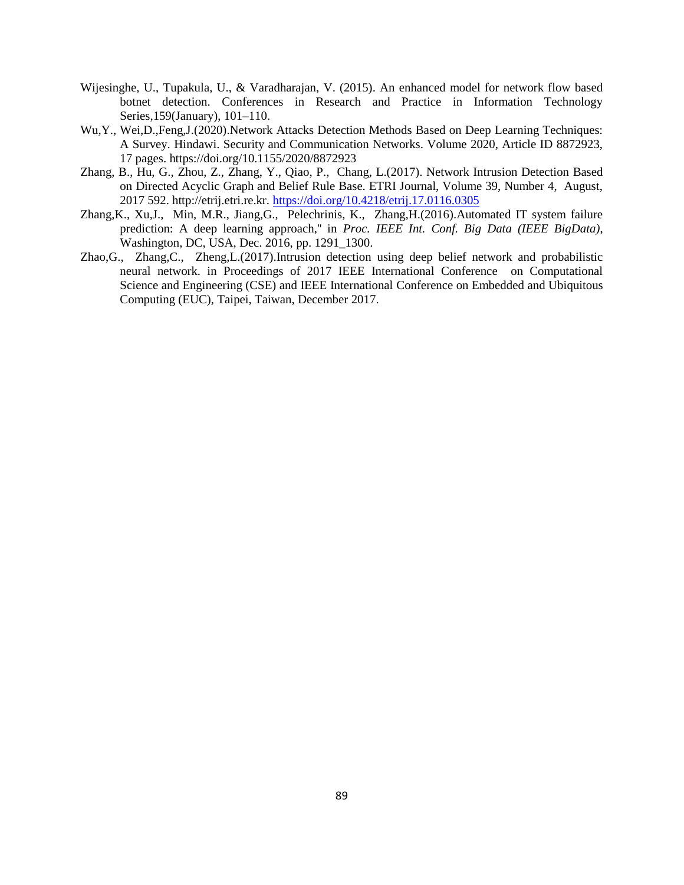Wijesinghe, U., Tupakula, U., & Varadharajan, V. (2015). An enhanced model for network flow based botnet detection. Conferences in Research and Practice in Information Technology Series,159(January), 101–110.

Wu,Y., Wei,D.,Feng,J.(2020).Network Attacks Detection Methods Based on Deep Learning Techniques: A Survey. Hindawi. Security and Communication Networks. Volume 2020, Article ID 8872923, 17 pages. https://doi.org/10.1155/2020/8872923

Zhang, B., Hu, G., Zhou, Z., Zhang, Y., Qiao, P., Chang, L.(2017). Network Intrusion Detection Based on Directed Acyclic Graph and Belief Rule Base. ETRI Journal, Volume 39, Number 4, August, 2017 592. http://etrij.etri.re.kr. https://doi.org/10.4218/etrij.17.0116.0305

Zhang,K., Xu,J., Min, M.R., Jiang,G., Pelechrinis, K., Zhang,H.(2016).Automated IT system failure prediction: A deep learning approach," in *Proc. IEEE Int. Conf. Big Data (IEEE BigData)*, Washington, DC, USA, Dec. 2016, pp. 1291_1300.

Zhao,G., Zhang,C., Zheng,L.(2017).Intrusion detection using deep belief network and probabilistic neural network. in Proceedings of 2017 IEEE International Conference on Computational Science and Engineering (CSE) and IEEE International Conference on Embedded and Ubiquitous Computing (EUC), Taipei, Taiwan, December 2017.